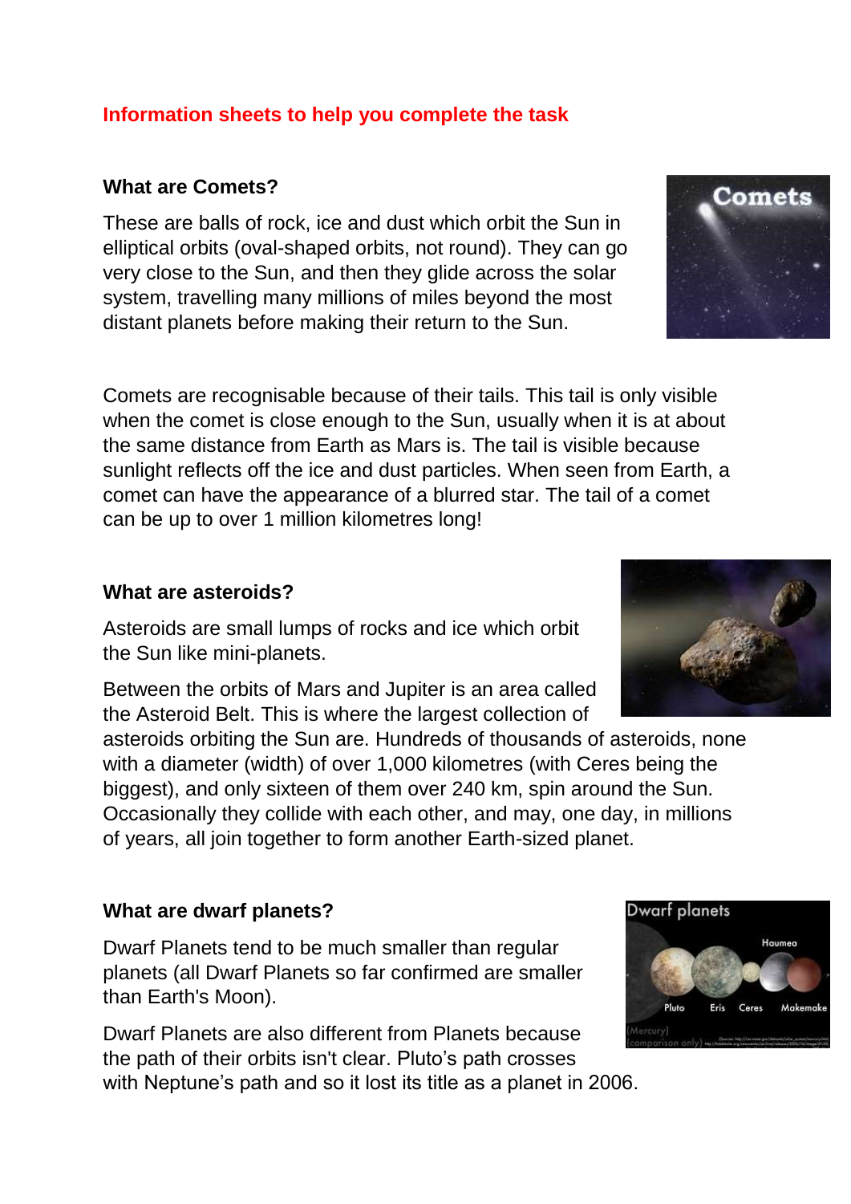## Information sheets to help you complete the task

### What are Comets?

These are balls of rock, ice and dust which orbit the Sun in elliptical orbits (oval-shaped orbits, not round). They can go very close to the Sun, and then they glide across the solar system, travelling many millions of miles beyond the most distant planets before making their return to the Sun.

Comets are recognisable because of their tails. This tail is only visible when the comet is close enough to the Sun, usually when it is at about the same distance from Earth as Mars is. The tail is visible because sunlight reflects off the ice and dust particles. When seen from Earth, a comet can have the appearance of a blurred star. The tail of a comet can be up to over 1 million kilometres long!

### What are asteroids?

Asteroids are small lumps of rocks and ice which orbit the Sun like mini-planets.

Between the orbits of Mars and Jupiter is an area called the Asteroid Belt. This is where the largest collection of asteroids orbiting the Sun are. Hundreds of thousands of asteroids, none with a diameter (width) of over 1,000 kilometres (with Ceres being the biggest), and only sixteen of them over 240 km, spin around the Sun. Occasionally they collide with each other, and may, one day, in millions of years, all join together to form another Earth-sized planet.

### What are dwarf planets?

Dwarf Planets tend to be much smaller than regular planets (all Dwarf Planets so far confirmed are smaller than Earth's Moon).

Dwarf Planets are also different from Planets because the path of their orbits isn't clear. Pluto's path crosses with Neptune's path and so it lost its title as a planet in 2006.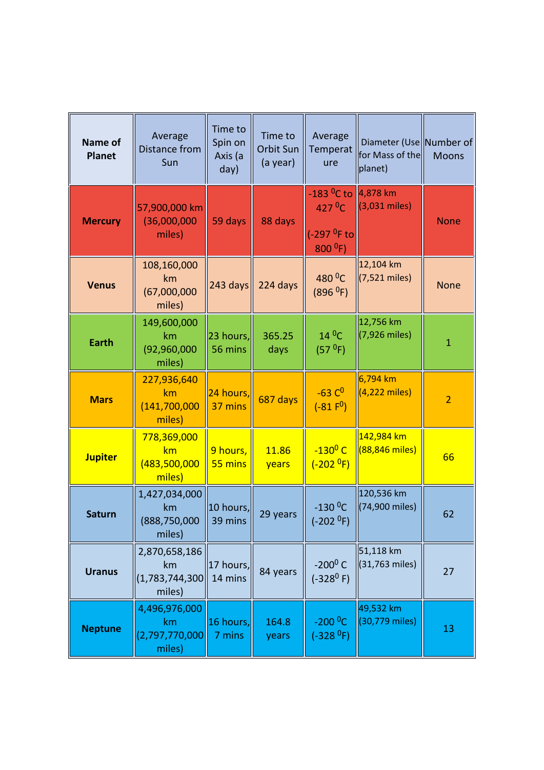| Name of Planet | Average Distance from Sun | Time to Spin on Axis (a day) | Time to Orbit Sun (a year) | Average Temperature | Diameter (Use for Mass of the planet) | Number of Moons |
|---|---|---|---|---|---|---|
| **Mercury** | 57,900,000 km (36,000,000 miles) | 59 days | 88 days | -183 $^0$C to 427 $^0$C (-297 $^0$F to 800 $^0$F) | 4,878 km (3,031 miles) | None |
| **Venus** | 108,160,000 km (67,000,000 miles) | 243 days | 224 days | 480 $^0$C (896 $^0$F) | 12,104 km (7,521 miles) | None |
| **Earth** | 149,600,000 km (92,960,000 miles) | 23 hours, 56 mins | 365.25 days | 14 $^0$C (57 $^0$F) | 12,756 km (7,926 miles) | 1 |
| **Mars** | 227,936,640 km (141,700,000 miles) | 24 hours, 37 mins | 687 days | -63 C$^0$ (-81 F$^0$) | 6,794 km (4,222 miles) | 2 |
| **Jupiter** | 778,369,000 km (483,500,000 miles) | 9 hours, 55 mins | 11.86 years | -130$^0$ C (-202 $^0$F) | 142,984 km (88,846 miles) | 66 |
| **Saturn** | 1,427,034,000 km (888,750,000 miles) | 10 hours, 39 mins | 29 years | -130 $^0$C (-202 $^0$F) | 120,536 km (74,900 miles) | 62 |
| **Uranus** | 2,870,658,186 km (1,783,744,300 miles) | 17 hours, 14 mins | 84 years | -200$^0$ C (-328$^0$ F) | 51,118 km (31,763 miles) | 27 |
| **Neptune** | 4,496,976,000 km (2,797,770,000 miles) | 16 hours, 7 mins | 164.8 years | -200 $^0$C (-328 $^0$F) | 49,532 km (30,779 miles) | 13 |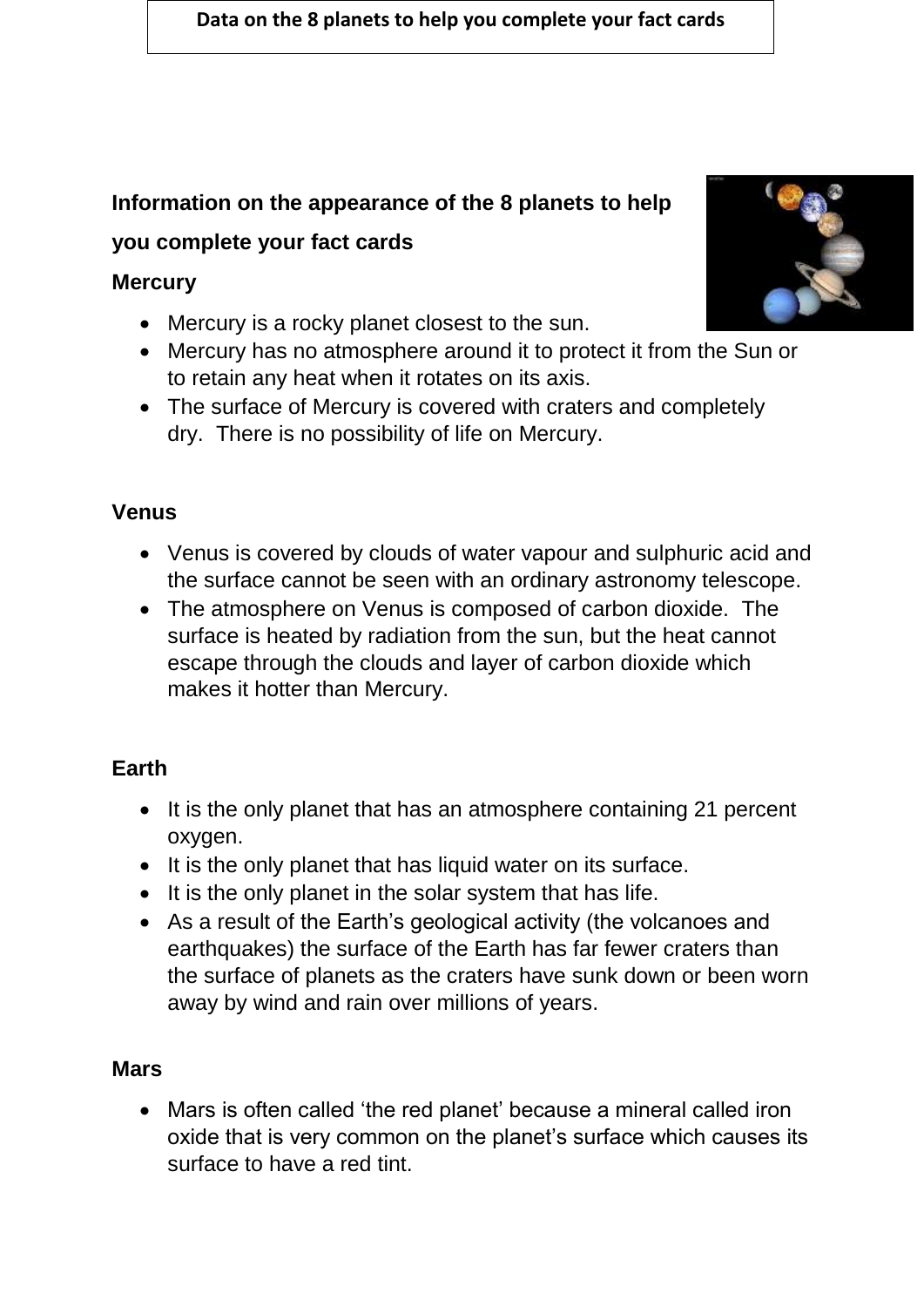**Data on the 8 planets to help you complete your fact cards**

**Information on the appearance of the 8 planets to help you complete your fact cards**

### Mercury

- Mercury is a rocky planet closest to the sun.
- Mercury has no atmosphere around it to protect it from the Sun or to retain any heat when it rotates on its axis.
- The surface of Mercury is covered with craters and completely dry. There is no possibility of life on Mercury.

### Venus

- Venus is covered by clouds of water vapour and sulphuric acid and the surface cannot be seen with an ordinary astronomy telescope.
- The atmosphere on Venus is composed of carbon dioxide. The surface is heated by radiation from the sun, but the heat cannot escape through the clouds and layer of carbon dioxide which makes it hotter than Mercury.

### Earth

- It is the only planet that has an atmosphere containing 21 percent oxygen.
- It is the only planet that has liquid water on its surface.
- It is the only planet in the solar system that has life.
- As a result of the Earth's geological activity (the volcanoes and earthquakes) the surface of the Earth has far fewer craters than the surface of planets as the craters have sunk down or been worn away by wind and rain over millions of years.

### Mars

- Mars is often called 'the red planet' because a mineral called iron oxide that is very common on the planet's surface which causes its surface to have a red tint.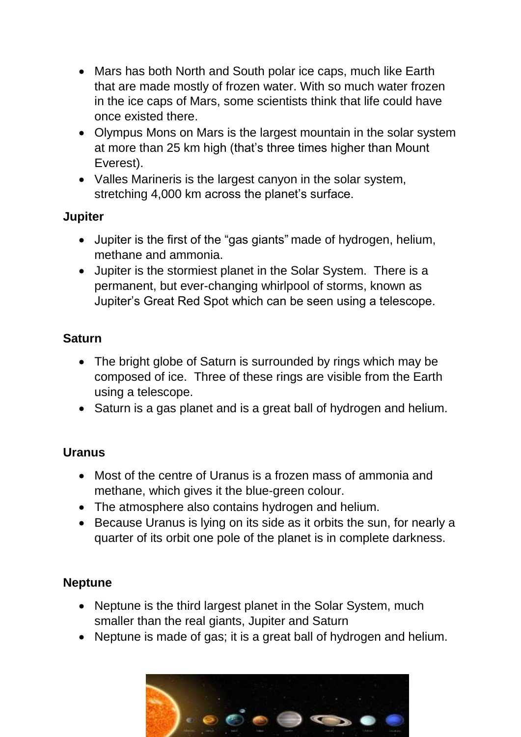- Mars has both North and South polar ice caps, much like Earth that are made mostly of frozen water. With so much water frozen in the ice caps of Mars, some scientists think that life could have once existed there.
- Olympus Mons on Mars is the largest mountain in the solar system at more than 25 km high (that's three times higher than Mount Everest).
- Valles Marineris is the largest canyon in the solar system, stretching 4,000 km across the planet's surface.

**Jupiter**

- Jupiter is the first of the "gas giants" made of hydrogen, helium, methane and ammonia.
- Jupiter is the stormiest planet in the Solar System. There is a permanent, but ever-changing whirlpool of storms, known as Jupiter's Great Red Spot which can be seen using a telescope.

**Saturn**

- The bright globe of Saturn is surrounded by rings which may be composed of ice. Three of these rings are visible from the Earth using a telescope.
- Saturn is a gas planet and is a great ball of hydrogen and helium.

**Uranus**

- Most of the centre of Uranus is a frozen mass of ammonia and methane, which gives it the blue-green colour.
- The atmosphere also contains hydrogen and helium.
- Because Uranus is lying on its side as it orbits the sun, for nearly a quarter of its orbit one pole of the planet is in complete darkness.

**Neptune**

- Neptune is the third largest planet in the Solar System, much smaller than the real giants, Jupiter and Saturn
- Neptune is made of gas; it is a great ball of hydrogen and helium.